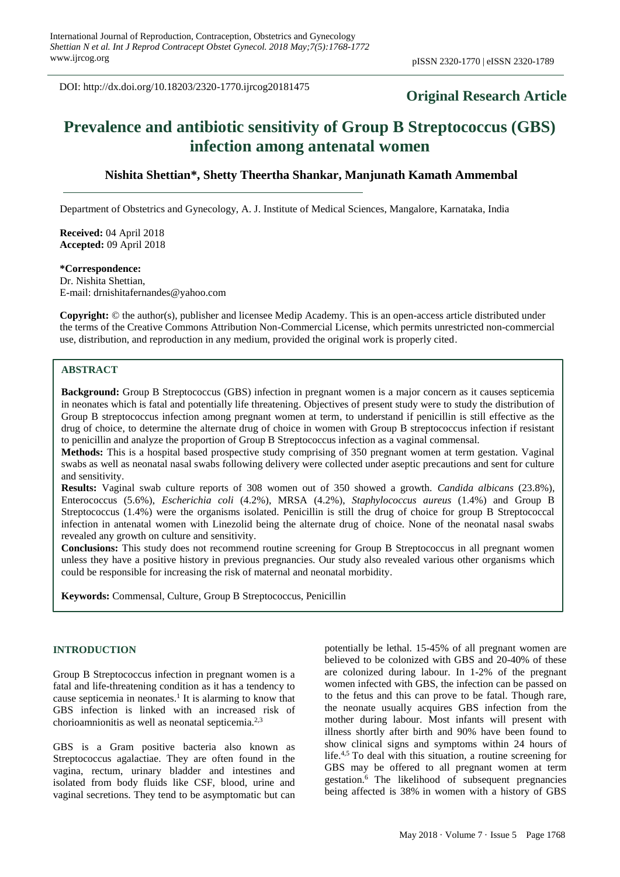DOI: http://dx.doi.org/10.18203/2320-1770.ijrcog20181475

**Original Research Article**

# Prevalence and antibiotic sensitivity of Group B Streptococcus (GBS) infection among antenatal women

**Nishita Shettian\*, Shetty Theertha Shankar, Manjunath Kamath Ammembal**

Department of Obstetrics and Gynecology, A. J. Institute of Medical Sciences, Mangalore, Karnataka, India

**Received:** 04 April 2018
**Accepted:** 09 April 2018

**\*Correspondence:**
Dr. Nishita Shettian,
E-mail: drnishitafernandes@yahoo.com

**Copyright:** © the author(s), publisher and licensee Medip Academy. This is an open-access article distributed under the terms of the Creative Commons Attribution Non-Commercial License, which permits unrestricted non-commercial use, distribution, and reproduction in any medium, provided the original work is properly cited.

## ABSTRACT

**Background:** Group B Streptococcus (GBS) infection in pregnant women is a major concern as it causes septicemia in neonates which is fatal and potentially life threatening. Objectives of present study were to study the distribution of Group B streptococcus infection among pregnant women at term, to understand if penicillin is still effective as the drug of choice, to determine the alternate drug of choice in women with Group B streptococcus infection if resistant to penicillin and analyze the proportion of Group B Streptococcus infection as a vaginal commensal.

**Methods:** This is a hospital based prospective study comprising of 350 pregnant women at term gestation. Vaginal swabs as well as neonatal nasal swabs following delivery were collected under aseptic precautions and sent for culture and sensitivity.

**Results:** Vaginal swab culture reports of 308 women out of 350 showed a growth. *Candida albicans* (23.8%), Enterococcus (5.6%), *Escherichia coli* (4.2%), MRSA (4.2%), *Staphylococcus aureus* (1.4%) and Group B Streptococcus (1.4%) were the organisms isolated. Penicillin is still the drug of choice for group B Streptococcal infection in antenatal women with Linezolid being the alternate drug of choice. None of the neonatal nasal swabs revealed any growth on culture and sensitivity.

**Conclusions:** This study does not recommend routine screening for Group B Streptococcus in all pregnant women unless they have a positive history in previous pregnancies. Our study also revealed various other organisms which could be responsible for increasing the risk of maternal and neonatal morbidity.

**Keywords:** Commensal, Culture, Group B Streptococcus, Penicillin

## INTRODUCTION

Group B Streptococcus infection in pregnant women is a fatal and life-threatening condition as it has a tendency to cause septicemia in neonates.[1] It is alarming to know that GBS infection is linked with an increased risk of chorioamnionitis as well as neonatal septicemia.[2,3]

GBS is a Gram positive bacteria also known as Streptococcus agalactiae. They are often found in the vagina, rectum, urinary bladder and intestines and isolated from body fluids like CSF, blood, urine and vaginal secretions. They tend to be asymptomatic but can potentially be lethal. 15-45% of all pregnant women are believed to be colonized with GBS and 20-40% of these are colonized during labour. In 1-2% of the pregnant women infected with GBS, the infection can be passed on to the fetus and this can prove to be fatal. Though rare, the neonate usually acquires GBS infection from the mother during labour. Most infants will present with illness shortly after birth and 90% have been found to show clinical signs and symptoms within 24 hours of life.[4,5] To deal with this situation, a routine screening for GBS may be offered to all pregnant women at term gestation.[6] The likelihood of subsequent pregnancies being affected is 38% in women with a history of GBS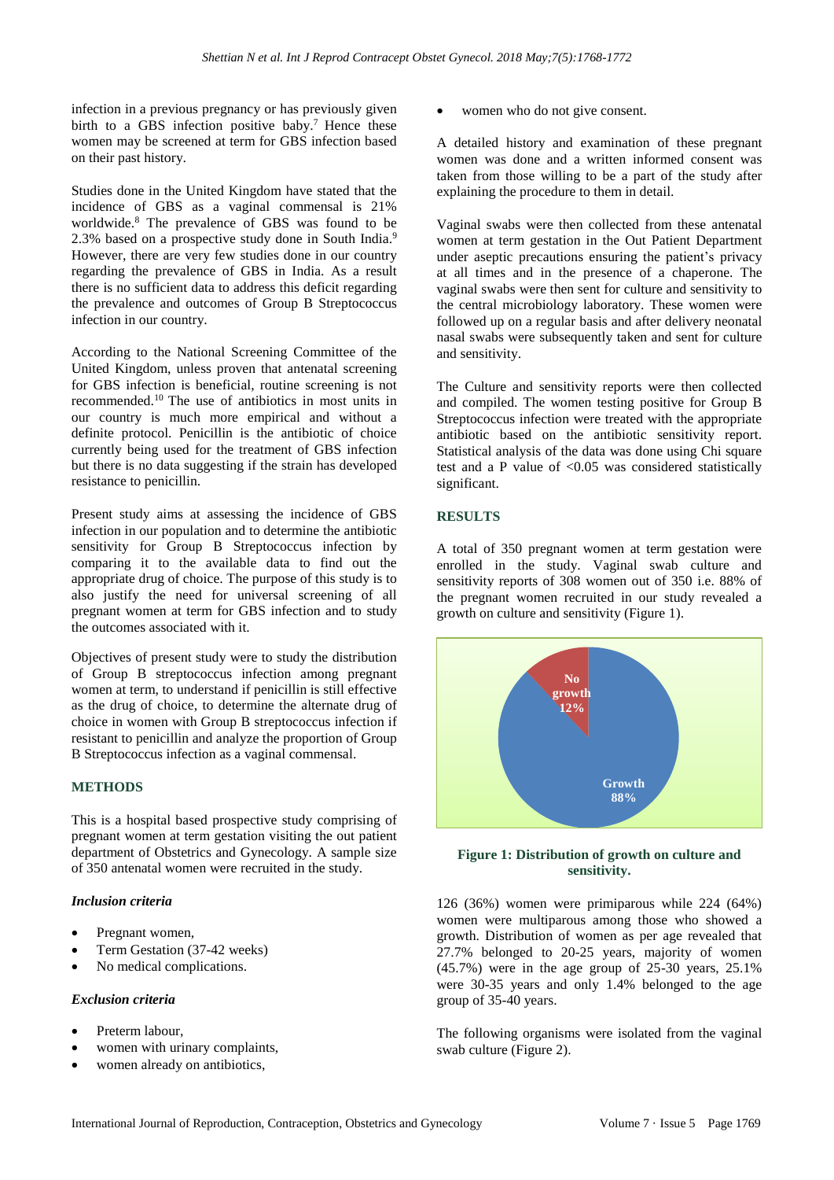infection in a previous pregnancy or has previously given birth to a GBS infection positive baby.[7] Hence these women may be screened at term for GBS infection based on their past history.

Studies done in the United Kingdom have stated that the incidence of GBS as a vaginal commensal is 21% worldwide.[8] The prevalence of GBS was found to be 2.3% based on a prospective study done in South India.[9] However, there are very few studies done in our country regarding the prevalence of GBS in India. As a result there is no sufficient data to address this deficit regarding the prevalence and outcomes of Group B Streptococcus infection in our country.

According to the National Screening Committee of the United Kingdom, unless proven that antenatal screening for GBS infection is beneficial, routine screening is not recommended.[10] The use of antibiotics in most units in our country is much more empirical and without a definite protocol. Penicillin is the antibiotic of choice currently being used for the treatment of GBS infection but there is no data suggesting if the strain has developed resistance to penicillin.

Present study aims at assessing the incidence of GBS infection in our population and to determine the antibiotic sensitivity for Group B Streptococcus infection by comparing it to the available data to find out the appropriate drug of choice. The purpose of this study is to also justify the need for universal screening of all pregnant women at term for GBS infection and to study the outcomes associated with it.

Objectives of present study were to study the distribution of Group B streptococcus infection among pregnant women at term, to understand if penicillin is still effective as the drug of choice, to determine the alternate drug of choice in women with Group B streptococcus infection if resistant to penicillin and analyze the proportion of Group B Streptococcus infection as a vaginal commensal.

## METHODS

This is a hospital based prospective study comprising of pregnant women at term gestation visiting the out patient department of Obstetrics and Gynecology. A sample size of 350 antenatal women were recruited in the study.

### *Inclusion criteria*

- Pregnant women,
- Term Gestation (37-42 weeks)
- No medical complications.

### *Exclusion criteria*

- Preterm labour,
- women with urinary complaints,
- women already on antibiotics,
- women who do not give consent.

A detailed history and examination of these pregnant women was done and a written informed consent was taken from those willing to be a part of the study after explaining the procedure to them in detail.

Vaginal swabs were then collected from these antenatal women at term gestation in the Out Patient Department under aseptic precautions ensuring the patient's privacy at all times and in the presence of a chaperone. The vaginal swabs were then sent for culture and sensitivity to the central microbiology laboratory. These women were followed up on a regular basis and after delivery neonatal nasal swabs were subsequently taken and sent for culture and sensitivity.

The Culture and sensitivity reports were then collected and compiled. The women testing positive for Group B Streptococcus infection were treated with the appropriate antibiotic based on the antibiotic sensitivity report. Statistical analysis of the data was done using Chi square test and a P value of <0.05 was considered statistically significant.

## RESULTS

A total of 350 pregnant women at term gestation were enrolled in the study. Vaginal swab culture and sensitivity reports of 308 women out of 350 i.e. 88% of the pregnant women recruited in our study revealed a growth on culture and sensitivity (Figure 1).

**Figure 1: Distribution of growth on culture and sensitivity.**

126 (36%) women were primiparous while 224 (64%) women were multiparous among those who showed a growth. Distribution of women as per age revealed that 27.7% belonged to 20-25 years, majority of women (45.7%) were in the age group of 25-30 years, 25.1% were 30-35 years and only 1.4% belonged to the age group of 35-40 years.

The following organisms were isolated from the vaginal swab culture (Figure 2).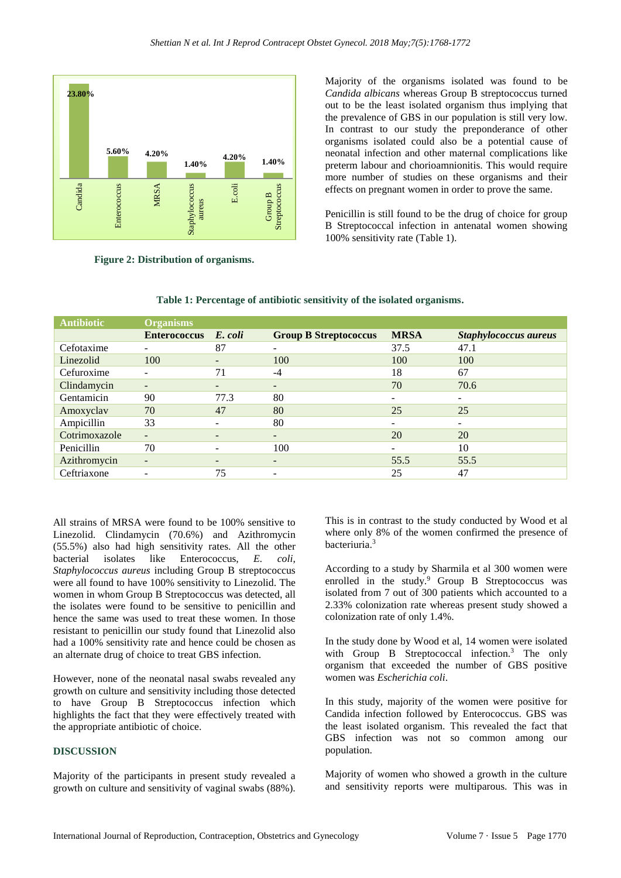Figure 2: Distribution of organisms.

Majority of the organisms isolated was found to be *Candida albicans* whereas Group B streptococcus turned out to be the least isolated organism thus implying that the prevalence of GBS in our population is still very low. In contrast to our study the preponderance of other organisms isolated could also be a potential cause of neonatal infection and other maternal complications like preterm labour and chorioamnionitis. This would require more number of studies on these organisms and their effects on pregnant women in order to prove the same.

Penicillin is still found to be the drug of choice for group B Streptococcal infection in antenatal women showing 100% sensitivity rate (Table 1).

**Table 1: Percentage of antibiotic sensitivity of the isolated organisms.**

| Antibiotic | Organisms | | | | |
|---|---|---|---|---|---|
| | Enterococcus | *E. coli* | Group B Streptococcus | MRSA | *Staphylococcus aureus* |
| Cefotaxime | - | 87 | - | 37.5 | 47.1 |
| Linezolid | 100 | - | 100 | 100 | 100 |
| Cefuroxime | - | 71 | -4 | 18 | 67 |
| Clindamycin | - | - | - | 70 | 70.6 |
| Gentamicin | 90 | 77.3 | 80 | - | - |
| Amoxyclav | 70 | 47 | 80 | 25 | 25 |
| Ampicillin | 33 | - | 80 | - | - |
| Cotrimoxazole | - | - | - | 20 | 20 |
| Penicillin | 70 | - | 100 | - | 10 |
| Azithromycin | - | - | - | 55.5 | 55.5 |
| Ceftriaxone | - | 75 | - | 25 | 47 |

All strains of MRSA were found to be 100% sensitive to Linezolid. Clindamycin (70.6%) and Azithromycin (55.5%) also had high sensitivity rates. All the other bacterial isolates like Enterococcus, *E. coli*, *Staphylococcus aureus* including Group B streptococcus were all found to have 100% sensitivity to Linezolid. The women in whom Group B Streptococcus was detected, all the isolates were found to be sensitive to penicillin and hence the same was used to treat these women. In those resistant to penicillin our study found that Linezolid also had a 100% sensitivity rate and hence could be chosen as an alternate drug of choice to treat GBS infection.

However, none of the neonatal nasal swabs revealed any growth on culture and sensitivity including those detected to have Group B Streptococcus infection which highlights the fact that they were effectively treated with the appropriate antibiotic of choice.

## DISCUSSION

Majority of the participants in present study revealed a growth on culture and sensitivity of vaginal swabs (88%). This is in contrast to the study conducted by Wood et al where only 8% of the women confirmed the presence of bacteriuria.[3]

According to a study by Sharmila et al 300 women were enrolled in the study.[9] Group B Streptococcus was isolated from 7 out of 300 patients which accounted to a 2.33% colonization rate whereas present study showed a colonization rate of only 1.4%.

In the study done by Wood et al, 14 women were isolated with Group B Streptococcal infection.[3] The only organism that exceeded the number of GBS positive women was *Escherichia coli*.

In this study, majority of the women were positive for Candida infection followed by Enterococcus. GBS was the least isolated organism. This revealed the fact that GBS infection was not so common among our population.

Majority of women who showed a growth in the culture and sensitivity reports were multiparous. This was in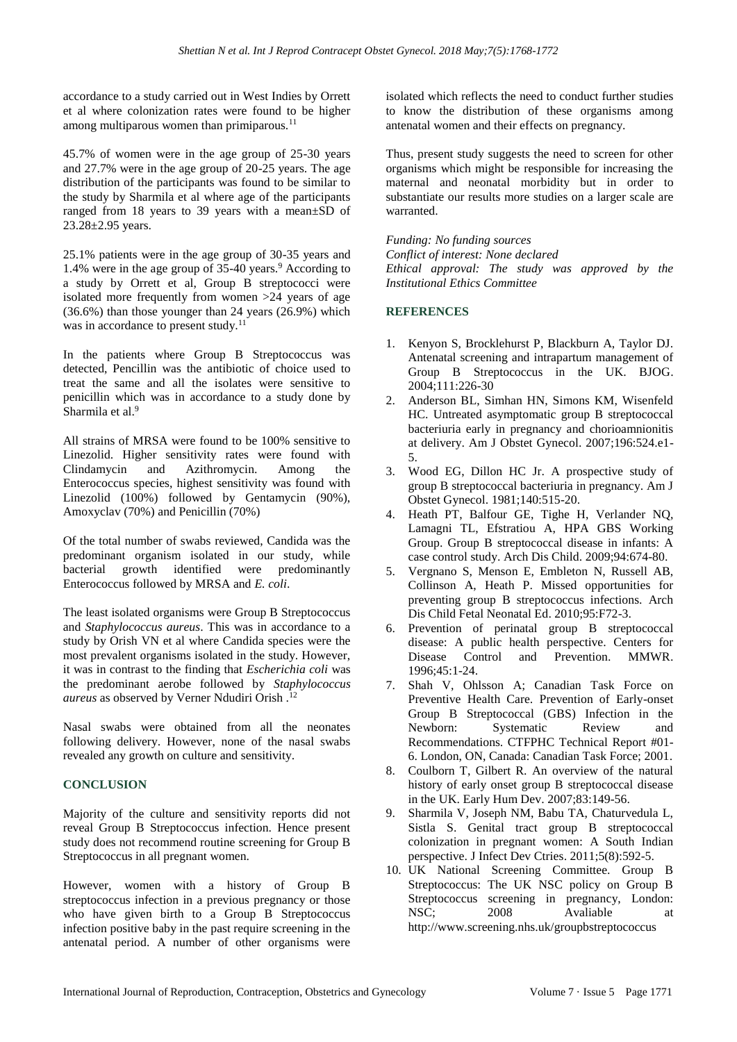accordance to a study carried out in West Indies by Orrett et al where colonization rates were found to be higher among multiparous women than primiparous.[11]

45.7% of women were in the age group of 25-30 years and 27.7% were in the age group of 20-25 years. The age distribution of the participants was found to be similar to the study by Sharmila et al where age of the participants ranged from 18 years to 39 years with a mean±SD of 23.28±2.95 years.

25.1% patients were in the age group of 30-35 years and 1.4% were in the age group of 35-40 years.[9] According to a study by Orrett et al, Group B streptococci were isolated more frequently from women >24 years of age (36.6%) than those younger than 24 years (26.9%) which was in accordance to present study.[11]

In the patients where Group B Streptococcus was detected, Pencillin was the antibiotic of choice used to treat the same and all the isolates were sensitive to penicillin which was in accordance to a study done by Sharmila et al.[9]

All strains of MRSA were found to be 100% sensitive to Linezolid. Higher sensitivity rates were found with Clindamycin and Azithromycin. Among the Enterococcus species, highest sensitivity was found with Linezolid (100%) followed by Gentamycin (90%), Amoxyclav (70%) and Penicillin (70%)

Of the total number of swabs reviewed, Candida was the predominant organism isolated in our study, while bacterial growth identified were predominantly Enterococcus followed by MRSA and *E. coli*.

The least isolated organisms were Group B Streptococcus and *Staphylococcus aureus*. This was in accordance to a study by Orish VN et al where Candida species were the most prevalent organisms isolated in the study. However, it was in contrast to the finding that *Escherichia coli* was the predominant aerobe followed by *Staphylococcus aureus* as observed by Verner Ndudiri Orish .[12]

Nasal swabs were obtained from all the neonates following delivery. However, none of the nasal swabs revealed any growth on culture and sensitivity.

## CONCLUSION

Majority of the culture and sensitivity reports did not reveal Group B Streptococcus infection. Hence present study does not recommend routine screening for Group B Streptococcus in all pregnant women.

However, women with a history of Group B streptococcus infection in a previous pregnancy or those who have given birth to a Group B Streptococcus infection positive baby in the past require screening in the antenatal period. A number of other organisms were isolated which reflects the need to conduct further studies to know the distribution of these organisms among antenatal women and their effects on pregnancy.

Thus, present study suggests the need to screen for other organisms which might be responsible for increasing the maternal and neonatal morbidity but in order to substantiate our results more studies on a larger scale are warranted.

*Funding: No funding sources*
*Conflict of interest: None declared*
*Ethical approval: The study was approved by the Institutional Ethics Committee*

## REFERENCES

1. Kenyon S, Brocklehurst P, Blackburn A, Taylor DJ. Antenatal screening and intrapartum management of Group B Streptococcus in the UK. BJOG. 2004;111:226-30
2. Anderson BL, Simhan HN, Simons KM, Wisenfeld HC. Untreated asymptomatic group B streptococcal bacteriuria early in pregnancy and chorioamnionitis at delivery. Am J Obstet Gynecol. 2007;196:524.e1-5.
3. Wood EG, Dillon HC Jr. A prospective study of group B streptococcal bacteriuria in pregnancy. Am J Obstet Gynecol. 1981;140:515-20.
4. Heath PT, Balfour GE, Tighe H, Verlander NQ, Lamagni TL, Efstratiou A, HPA GBS Working Group. Group B streptococcal disease in infants: A case control study. Arch Dis Child. 2009;94:674-80.
5. Vergnano S, Menson E, Embleton N, Russell AB, Collinson A, Heath P. Missed opportunities for preventing group B streptococcus infections. Arch Dis Child Fetal Neonatal Ed. 2010;95:F72-3.
6. Prevention of perinatal group B streptococcal disease: A public health perspective. Centers for Disease Control and Prevention. MMWR. 1996;45:1-24.
7. Shah V, Ohlsson A; Canadian Task Force on Preventive Health Care. Prevention of Early-onset Group B Streptococcal (GBS) Infection in the Newborn: Systematic Review and Recommendations. CTFPHC Technical Report #01-6. London, ON, Canada: Canadian Task Force; 2001.
8. Coulborn T, Gilbert R. An overview of the natural history of early onset group B streptococcal disease in the UK. Early Hum Dev. 2007;83:149-56.
9. Sharmila V, Joseph NM, Babu TA, Chaturvedula L, Sistla S. Genital tract group B streptococcal colonization in pregnant women: A South Indian perspective. J Infect Dev Ctries. 2011;5(8):592-5.
10. UK National Screening Committee. Group B Streptococcus: The UK NSC policy on Group B Streptococcus screening in pregnancy, London: NSC; 2008 Avaliable at http://www.screening.nhs.uk/groupbstreptococcus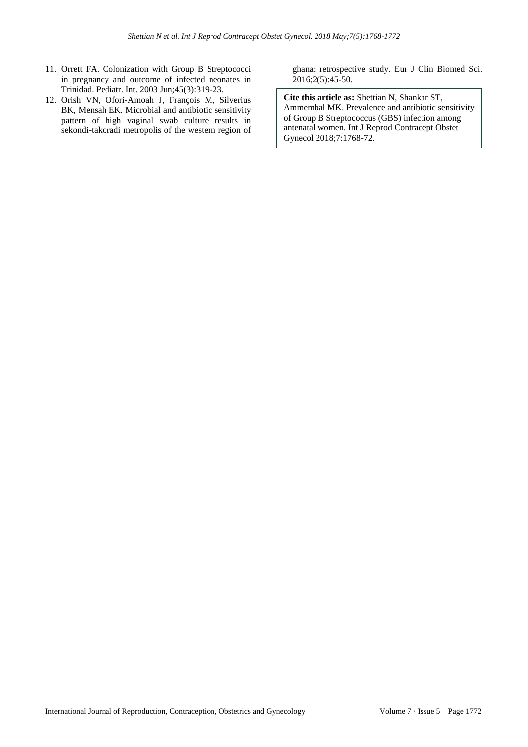11. Orrett FA. Colonization with Group B Streptococci in pregnancy and outcome of infected neonates in Trinidad. Pediatr. Int. 2003 Jun;45(3):319-23.
12. Orish VN, Ofori-Amoah J, François M, Silverius BK, Mensah EK. Microbial and antibiotic sensitivity pattern of high vaginal swab culture results in sekondi-takoradi metropolis of the western region of ghana: retrospective study. Eur J Clin Biomed Sci. 2016;2(5):45-50.

**Cite this article as:** Shettian N, Shankar ST, Ammembal MK. Prevalence and antibiotic sensitivity of Group B Streptococcus (GBS) infection among antenatal women. Int J Reprod Contracept Obstet Gynecol 2018;7:1768-72.